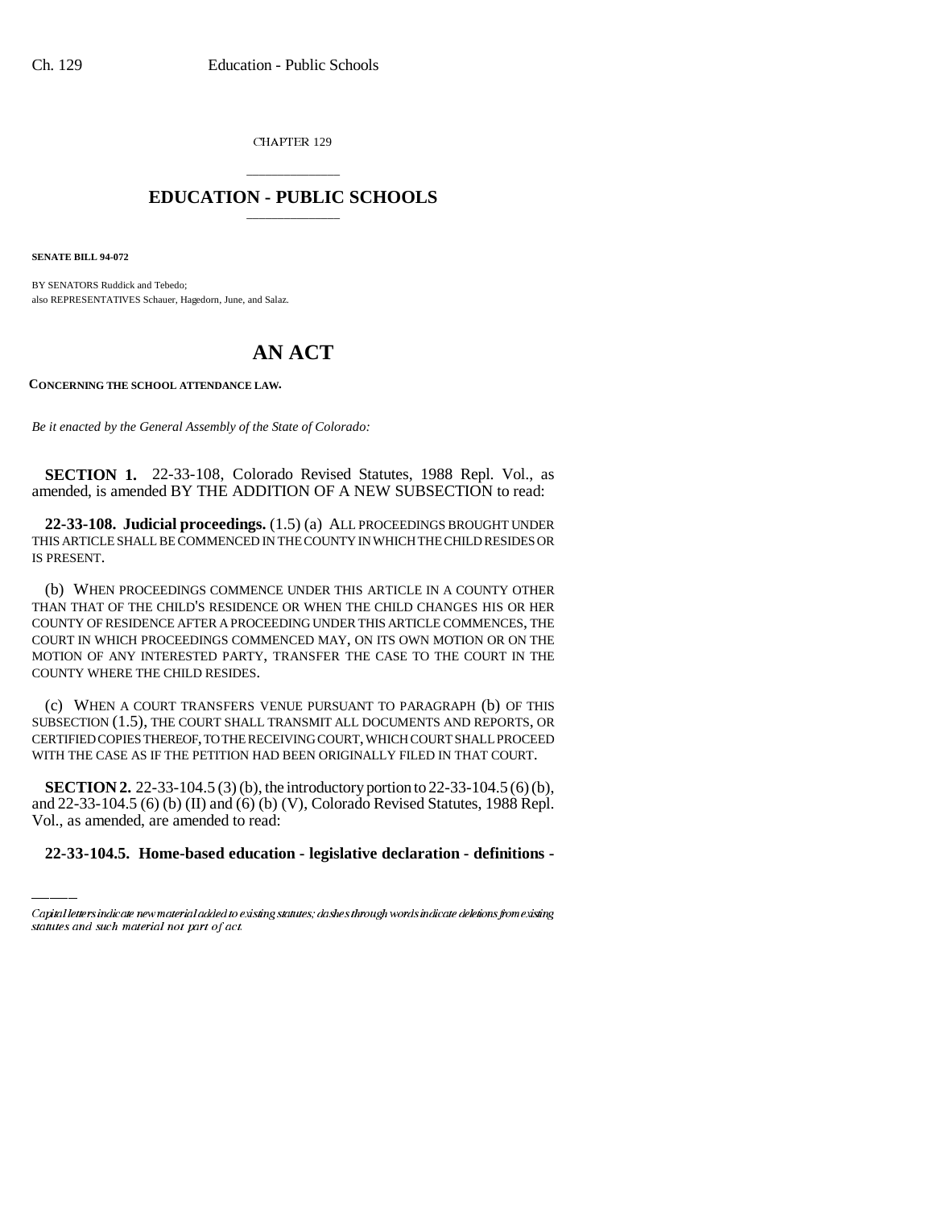CHAPTER 129

# EDUCATION - PUBLIC SCHOOLS

**SENATE BILL 94-072**

BY SENATORS Ruddick and Tebedo;
also REPRESENTATIVES Schauer, Hagedorn, June, and Salaz.

# AN ACT

**CONCERNING THE SCHOOL ATTENDANCE LAW.**

*Be it enacted by the General Assembly of the State of Colorado:*

**SECTION 1.** 22-33-108, Colorado Revised Statutes, 1988 Repl. Vol., as amended, is amended BY THE ADDITION OF A NEW SUBSECTION to read:

**22-33-108. Judicial proceedings.** (1.5) (a) ALL PROCEEDINGS BROUGHT UNDER THIS ARTICLE SHALL BE COMMENCED IN THE COUNTY IN WHICH THE CHILD RESIDES OR IS PRESENT.

(b) WHEN PROCEEDINGS COMMENCE UNDER THIS ARTICLE IN A COUNTY OTHER THAN THAT OF THE CHILD'S RESIDENCE OR WHEN THE CHILD CHANGES HIS OR HER COUNTY OF RESIDENCE AFTER A PROCEEDING UNDER THIS ARTICLE COMMENCES, THE COURT IN WHICH PROCEEDINGS COMMENCED MAY, ON ITS OWN MOTION OR ON THE MOTION OF ANY INTERESTED PARTY, TRANSFER THE CASE TO THE COURT IN THE COUNTY WHERE THE CHILD RESIDES.

(c) WHEN A COURT TRANSFERS VENUE PURSUANT TO PARAGRAPH (b) OF THIS SUBSECTION (1.5), THE COURT SHALL TRANSMIT ALL DOCUMENTS AND REPORTS, OR CERTIFIED COPIES THEREOF, TO THE RECEIVING COURT, WHICH COURT SHALL PROCEED WITH THE CASE AS IF THE PETITION HAD BEEN ORIGINALLY FILED IN THAT COURT.

**SECTION 2.** 22-33-104.5 (3) (b), the introductory portion to 22-33-104.5 (6) (b), and 22-33-104.5 (6) (b) (II) and (6) (b) (V), Colorado Revised Statutes, 1988 Repl. Vol., as amended, are amended to read:

**22-33-104.5. Home-based education - legislative declaration - definitions -**

Capital letters indicate new material added to existing statutes; dashes through words indicate deletions from existing statutes and such material not part of act.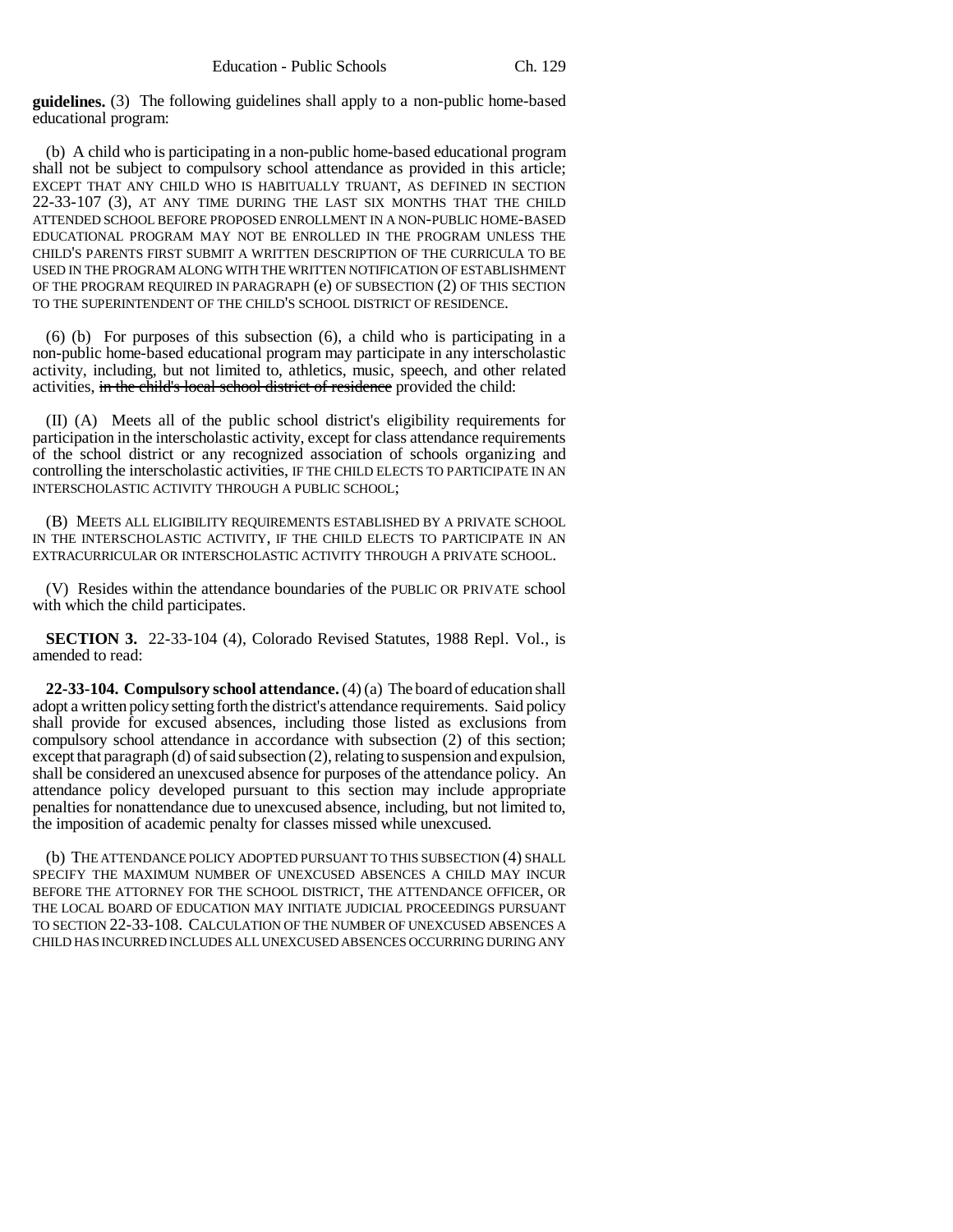**guidelines.** (3) The following guidelines shall apply to a non-public home-based educational program:

(b) A child who is participating in a non-public home-based educational program shall not be subject to compulsory school attendance as provided in this article; EXCEPT THAT ANY CHILD WHO IS HABITUALLY TRUANT, AS DEFINED IN SECTION 22-33-107 (3), AT ANY TIME DURING THE LAST SIX MONTHS THAT THE CHILD ATTENDED SCHOOL BEFORE PROPOSED ENROLLMENT IN A NON-PUBLIC HOME-BASED EDUCATIONAL PROGRAM MAY NOT BE ENROLLED IN THE PROGRAM UNLESS THE CHILD'S PARENTS FIRST SUBMIT A WRITTEN DESCRIPTION OF THE CURRICULA TO BE USED IN THE PROGRAM ALONG WITH THE WRITTEN NOTIFICATION OF ESTABLISHMENT OF THE PROGRAM REQUIRED IN PARAGRAPH (e) OF SUBSECTION (2) OF THIS SECTION TO THE SUPERINTENDENT OF THE CHILD'S SCHOOL DISTRICT OF RESIDENCE.

(6) (b) For purposes of this subsection (6), a child who is participating in a non-public home-based educational program may participate in any interscholastic activity, including, but not limited to, athletics, music, speech, and other related activities, ~~in the child's local school district of residence~~ provided the child:

(II) (A) Meets all of the public school district's eligibility requirements for participation in the interscholastic activity, except for class attendance requirements of the school district or any recognized association of schools organizing and controlling the interscholastic activities, IF THE CHILD ELECTS TO PARTICIPATE IN AN INTERSCHOLASTIC ACTIVITY THROUGH A PUBLIC SCHOOL;

(B) MEETS ALL ELIGIBILITY REQUIREMENTS ESTABLISHED BY A PRIVATE SCHOOL IN THE INTERSCHOLASTIC ACTIVITY, IF THE CHILD ELECTS TO PARTICIPATE IN AN EXTRACURRICULAR OR INTERSCHOLASTIC ACTIVITY THROUGH A PRIVATE SCHOOL.

(V) Resides within the attendance boundaries of the PUBLIC OR PRIVATE school with which the child participates.

**SECTION 3.** 22-33-104 (4), Colorado Revised Statutes, 1988 Repl. Vol., is amended to read:

**22-33-104. Compulsory school attendance.** (4) (a) The board of education shall adopt a written policy setting forth the district's attendance requirements. Said policy shall provide for excused absences, including those listed as exclusions from compulsory school attendance in accordance with subsection (2) of this section; except that paragraph (d) of said subsection (2), relating to suspension and expulsion, shall be considered an unexcused absence for purposes of the attendance policy. An attendance policy developed pursuant to this section may include appropriate penalties for nonattendance due to unexcused absence, including, but not limited to, the imposition of academic penalty for classes missed while unexcused.

(b) THE ATTENDANCE POLICY ADOPTED PURSUANT TO THIS SUBSECTION (4) SHALL SPECIFY THE MAXIMUM NUMBER OF UNEXCUSED ABSENCES A CHILD MAY INCUR BEFORE THE ATTORNEY FOR THE SCHOOL DISTRICT, THE ATTENDANCE OFFICER, OR THE LOCAL BOARD OF EDUCATION MAY INITIATE JUDICIAL PROCEEDINGS PURSUANT TO SECTION 22-33-108. CALCULATION OF THE NUMBER OF UNEXCUSED ABSENCES A CHILD HAS INCURRED INCLUDES ALL UNEXCUSED ABSENCES OCCURRING DURING ANY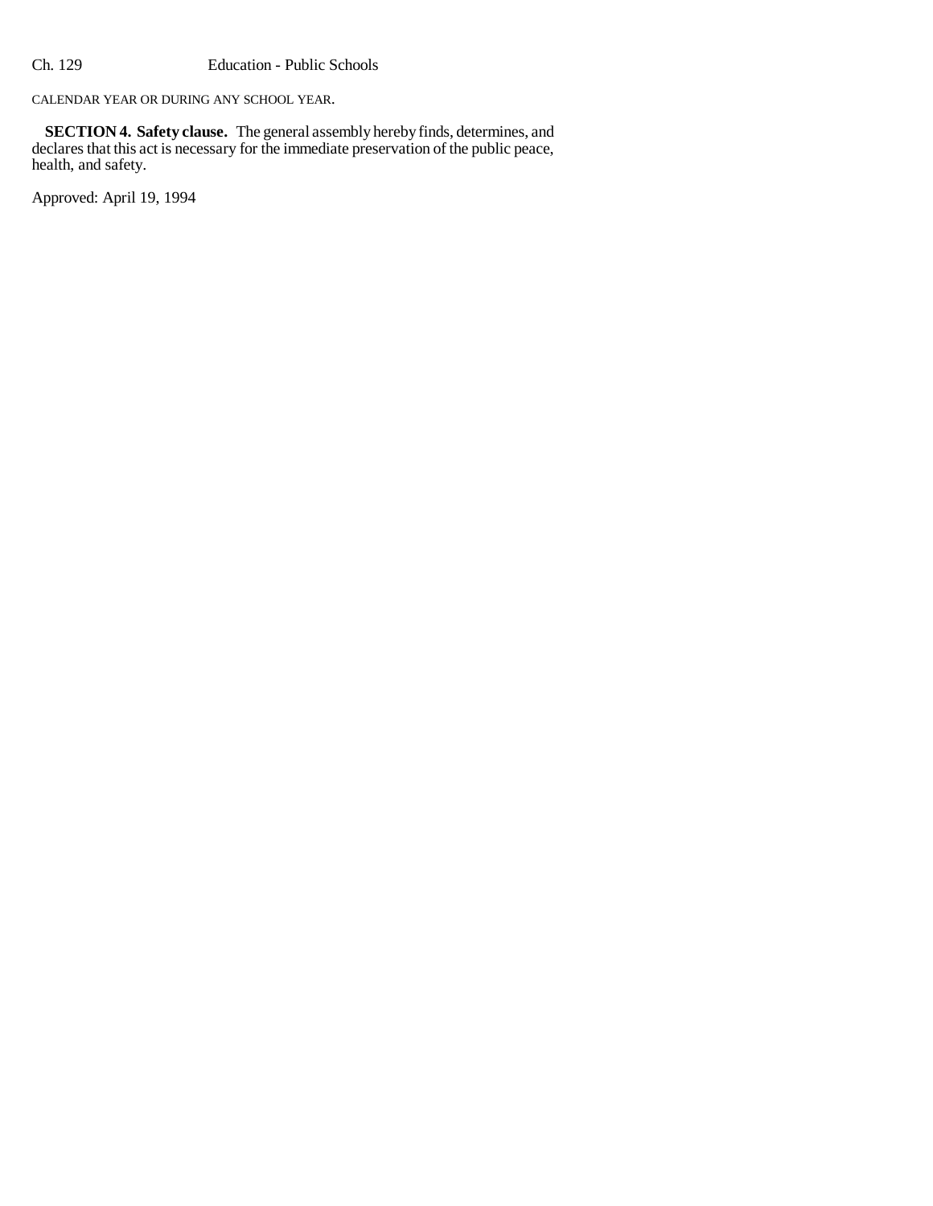CALENDAR YEAR OR DURING ANY SCHOOL YEAR.

**SECTION 4. Safety clause.** The general assembly hereby finds, determines, and declares that this act is necessary for the immediate preservation of the public peace, health, and safety.

Approved: April 19, 1994